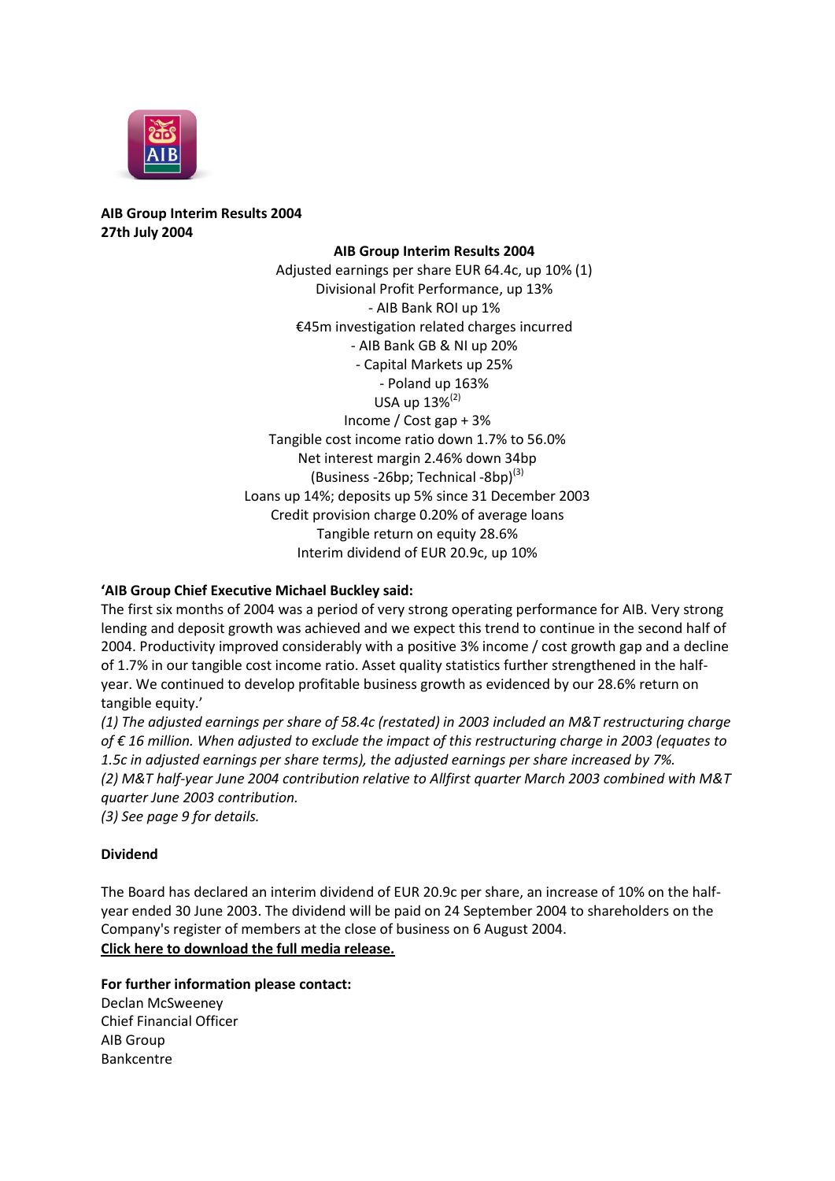**AIB Group Interim Results 2004**
**27th July 2004**

**AIB Group Interim Results 2004**

Adjusted earnings per share EUR 64.4c, up 10% (1)
Divisional Profit Performance, up 13%
- AIB Bank ROI up 1%
€45m investigation related charges incurred
- AIB Bank GB & NI up 20%
- Capital Markets up 25%
- Poland up 163%
USA up 13%[(2)]
Income / Cost gap + 3%
Tangible cost income ratio down 1.7% to 56.0%
Net interest margin 2.46% down 34bp
(Business -26bp; Technical -8bp)[(3)]
Loans up 14%; deposits up 5% since 31 December 2003
Credit provision charge 0.20% of average loans
Tangible return on equity 28.6%
Interim dividend of EUR 20.9c, up 10%

**'AIB Group Chief Executive Michael Buckley said:**

The first six months of 2004 was a period of very strong operating performance for AIB. Very strong lending and deposit growth was achieved and we expect this trend to continue in the second half of 2004. Productivity improved considerably with a positive 3% income / cost growth gap and a decline of 1.7% in our tangible cost income ratio. Asset quality statistics further strengthened in the half-year. We continued to develop profitable business growth as evidenced by our 28.6% return on tangible equity.'

*(1) The adjusted earnings per share of 58.4c (restated) in 2003 included an M&T restructuring charge of € 16 million. When adjusted to exclude the impact of this restructuring charge in 2003 (equates to 1.5c in adjusted earnings per share terms), the adjusted earnings per share increased by 7%.*
*(2) M&T half-year June 2004 contribution relative to Allfirst quarter March 2003 combined with M&T quarter June 2003 contribution.*
*(3) See page 9 for details.*

**Dividend**

The Board has declared an interim dividend of EUR 20.9c per share, an increase of 10% on the half-year ended 30 June 2003. The dividend will be paid on 24 September 2004 to shareholders on the Company's register of members at the close of business on 6 August 2004.
**Click here to download the full media release.**

**For further information please contact:**
Declan McSweeney
Chief Financial Officer
AIB Group
Bankcentre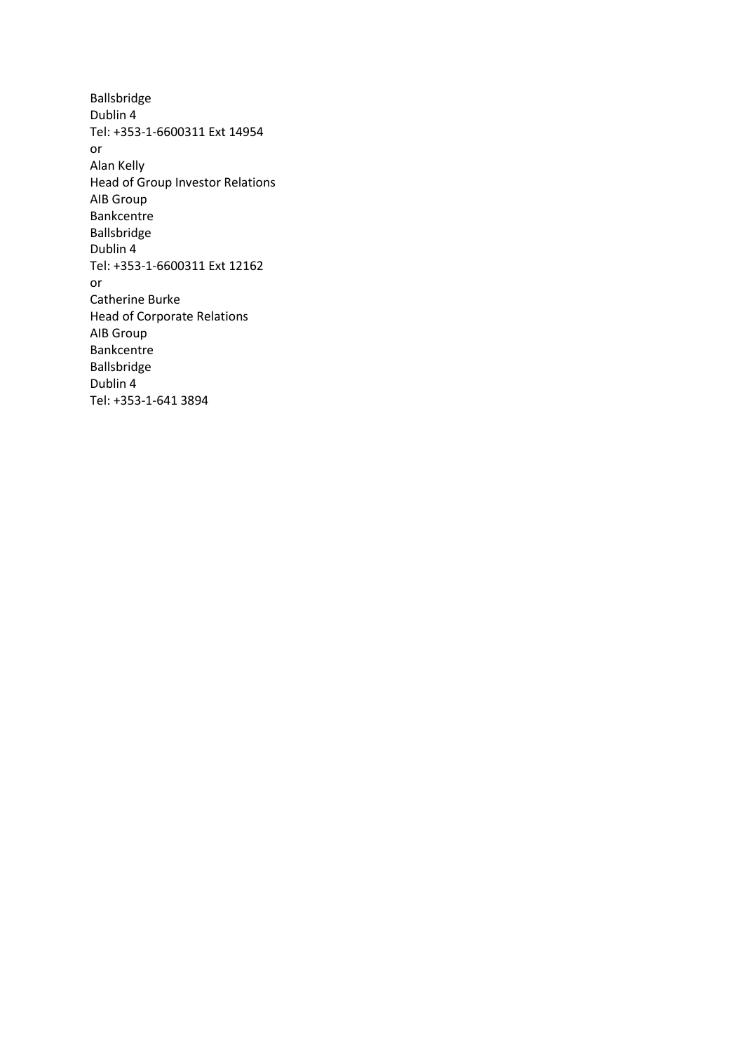Ballsbridge
Dublin 4
Tel: +353-1-6600311 Ext 14954
or
Alan Kelly
Head of Group Investor Relations
AIB Group
Bankcentre
Ballsbridge
Dublin 4
Tel: +353-1-6600311 Ext 12162
or
Catherine Burke
Head of Corporate Relations
AIB Group
Bankcentre
Ballsbridge
Dublin 4
Tel: +353-1-641 3894